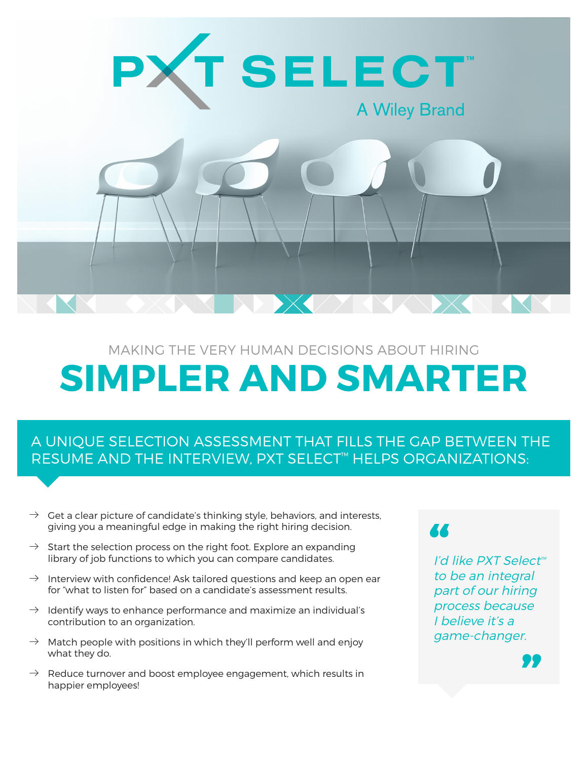# PXT SELECT™

A Wiley Brand

MAKING THE VERY HUMAN DECISIONS ABOUT HIRING

# SIMPLER AND SMARTER

## A UNIQUE SELECTION ASSESSMENT THAT FILLS THE GAP BETWEEN THE RESUME AND THE INTERVIEW, PXT SELECT™ HELPS ORGANIZATIONS:

- → Get a clear picture of candidate's thinking style, behaviors, and interests, giving you a meaningful edge in making the right hiring decision.
- → Start the selection process on the right foot. Explore an expanding library of job functions to which you can compare candidates.
- → Interview with confidence! Ask tailored questions and keep an open ear for "what to listen for" based on a candidate's assessment results.
- → Identify ways to enhance performance and maximize an individual's contribution to an organization.
- → Match people with positions in which they'll perform well and enjoy what they do.
- → Reduce turnover and boost employee engagement, which results in happier employees!

> *"I'd like PXT Select™ to be an integral part of our hiring process because I believe it's a game-changer."*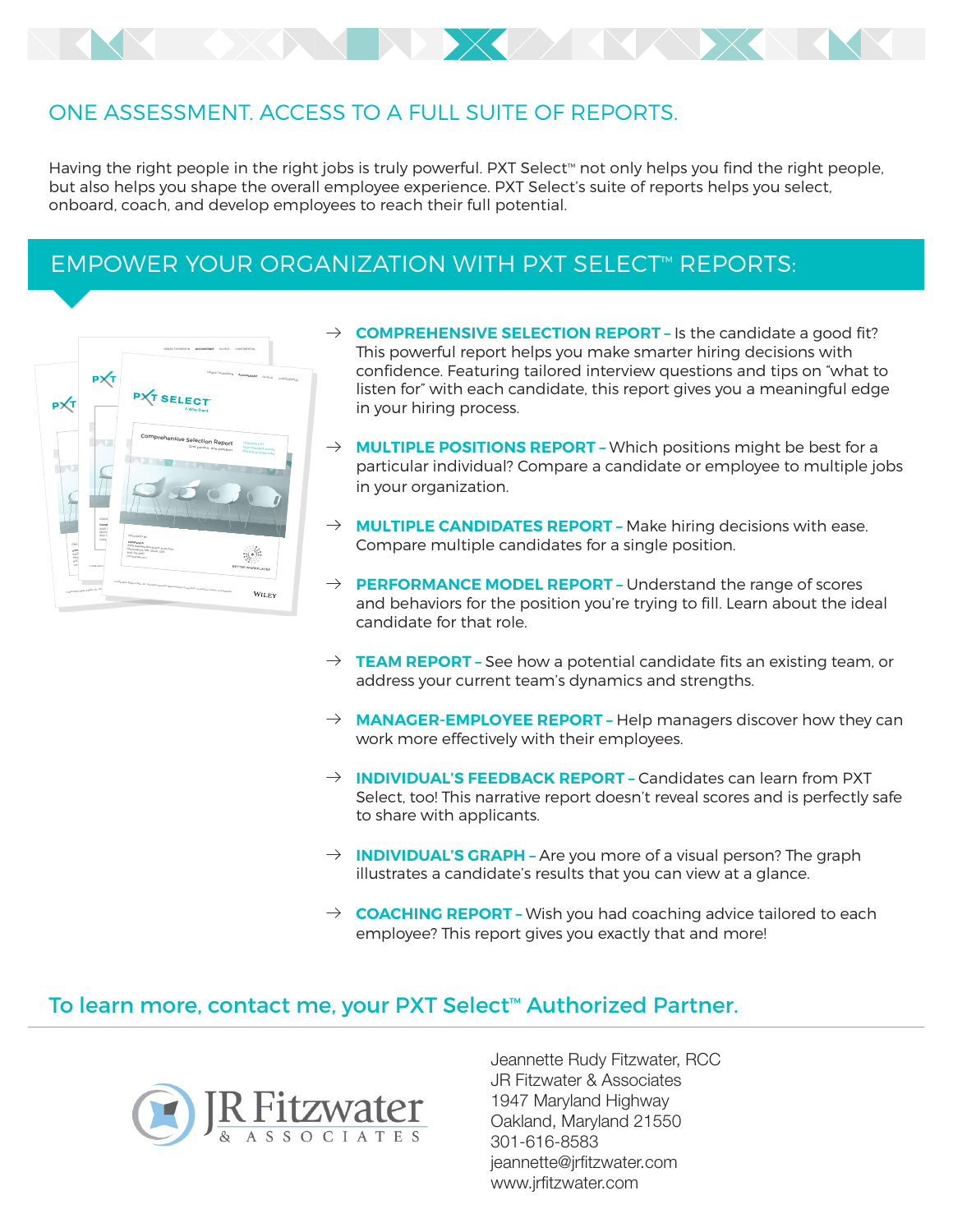## ONE ASSESSMENT. ACCESS TO A FULL SUITE OF REPORTS.

Having the right people in the right jobs is truly powerful. PXT Select™ not only helps you find the right people, but also helps you shape the overall employee experience. PXT Select's suite of reports helps you select, onboard, coach, and develop employees to reach their full potential.

## EMPOWER YOUR ORGANIZATION WITH PXT SELECT™ REPORTS:

→ **COMPREHENSIVE SELECTION REPORT –** Is the candidate a good fit? This powerful report helps you make smarter hiring decisions with confidence. Featuring tailored interview questions and tips on "what to listen for" with each candidate, this report gives you a meaningful edge in your hiring process.

→ **MULTIPLE POSITIONS REPORT –** Which positions might be best for a particular individual? Compare a candidate or employee to multiple jobs in your organization.

→ **MULTIPLE CANDIDATES REPORT –** Make hiring decisions with ease. Compare multiple candidates for a single position.

→ **PERFORMANCE MODEL REPORT –** Understand the range of scores and behaviors for the position you're trying to fill. Learn about the ideal candidate for that role.

→ **TEAM REPORT –** See how a potential candidate fits an existing team, or address your current team's dynamics and strengths.

→ **MANAGER-EMPLOYEE REPORT –** Help managers discover how they can work more effectively with their employees.

→ **INDIVIDUAL'S FEEDBACK REPORT –** Candidates can learn from PXT Select, too! This narrative report doesn't reveal scores and is perfectly safe to share with applicants.

→ **INDIVIDUAL'S GRAPH –** Are you more of a visual person? The graph illustrates a candidate's results that you can view at a glance.

→ **COACHING REPORT –** Wish you had coaching advice tailored to each employee? This report gives you exactly that and more!

## To learn more, contact me, your PXT Select™ Authorized Partner.

JR Fitzwater & ASSOCIATES

Jeannette Rudy Fitzwater, RCC
JR Fitzwater & Associates
1947 Maryland Highway
Oakland, Maryland 21550
301-616-8583
jeannette@jrfitzwater.com
www.jrfitzwater.com